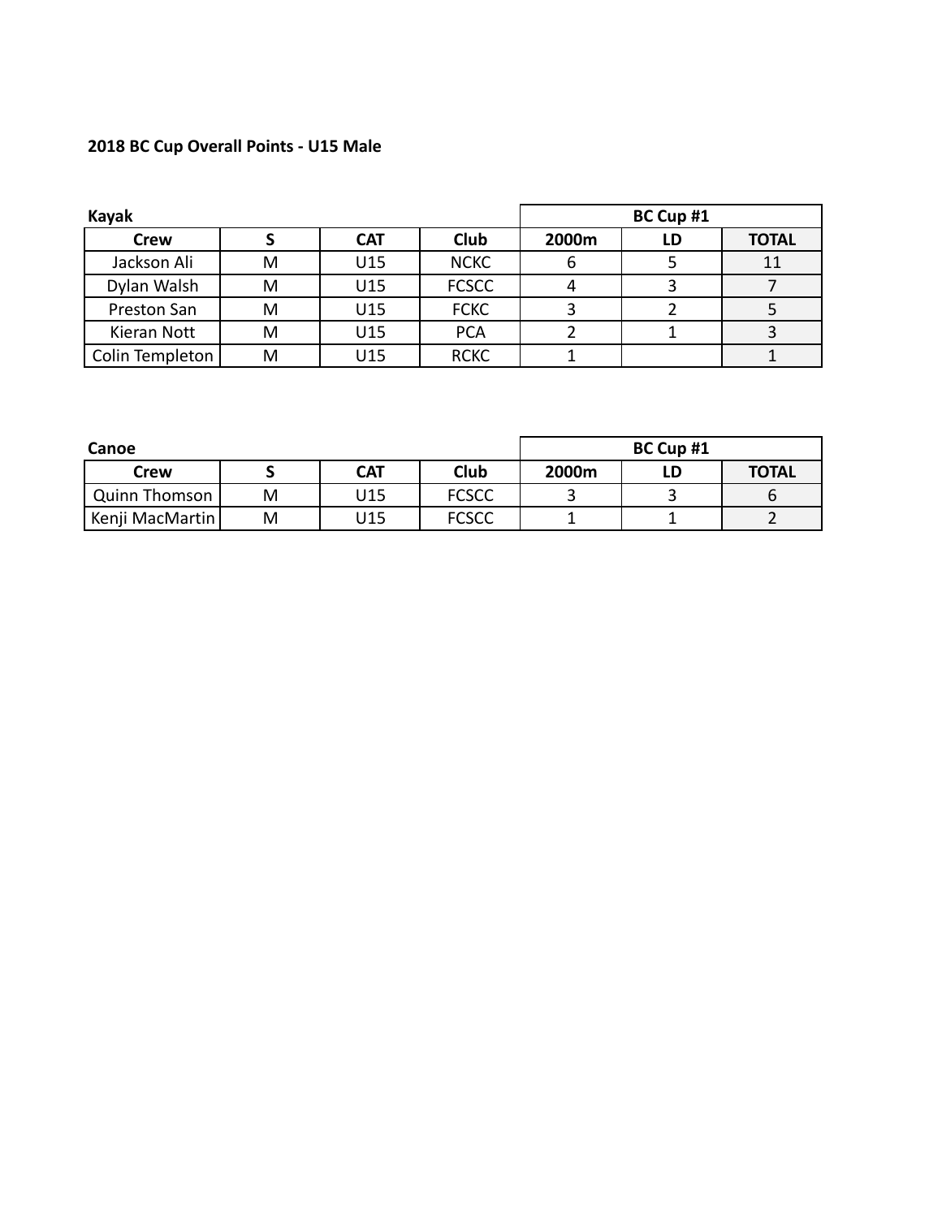**2018 BC Cup Overall Points - U15 Male**

**Kayak**

| Crew | S | CAT | Club | BC Cup #1 | | |
|---|---|---|---|---|---|---|
| | | | | 2000m | LD | TOTAL |
| Jackson Ali | M | U15 | NCKC | 6 | 5 | 11 |
| Dylan Walsh | M | U15 | FCSCC | 4 | 3 | 7 |
| Preston San | M | U15 | FCKC | 3 | 2 | 5 |
| Kieran Nott | M | U15 | PCA | 2 | 1 | 3 |
| Colin Templeton | M | U15 | RCKC | 1 | | 1 |

**Canoe**

| Crew | S | CAT | Club | BC Cup #1 | | |
|---|---|---|---|---|---|---|
| | | | | 2000m | LD | TOTAL |
| Quinn Thomson | M | U15 | FCSCC | 3 | 3 | 6 |
| Kenji MacMartin | M | U15 | FCSCC | 1 | 1 | 2 |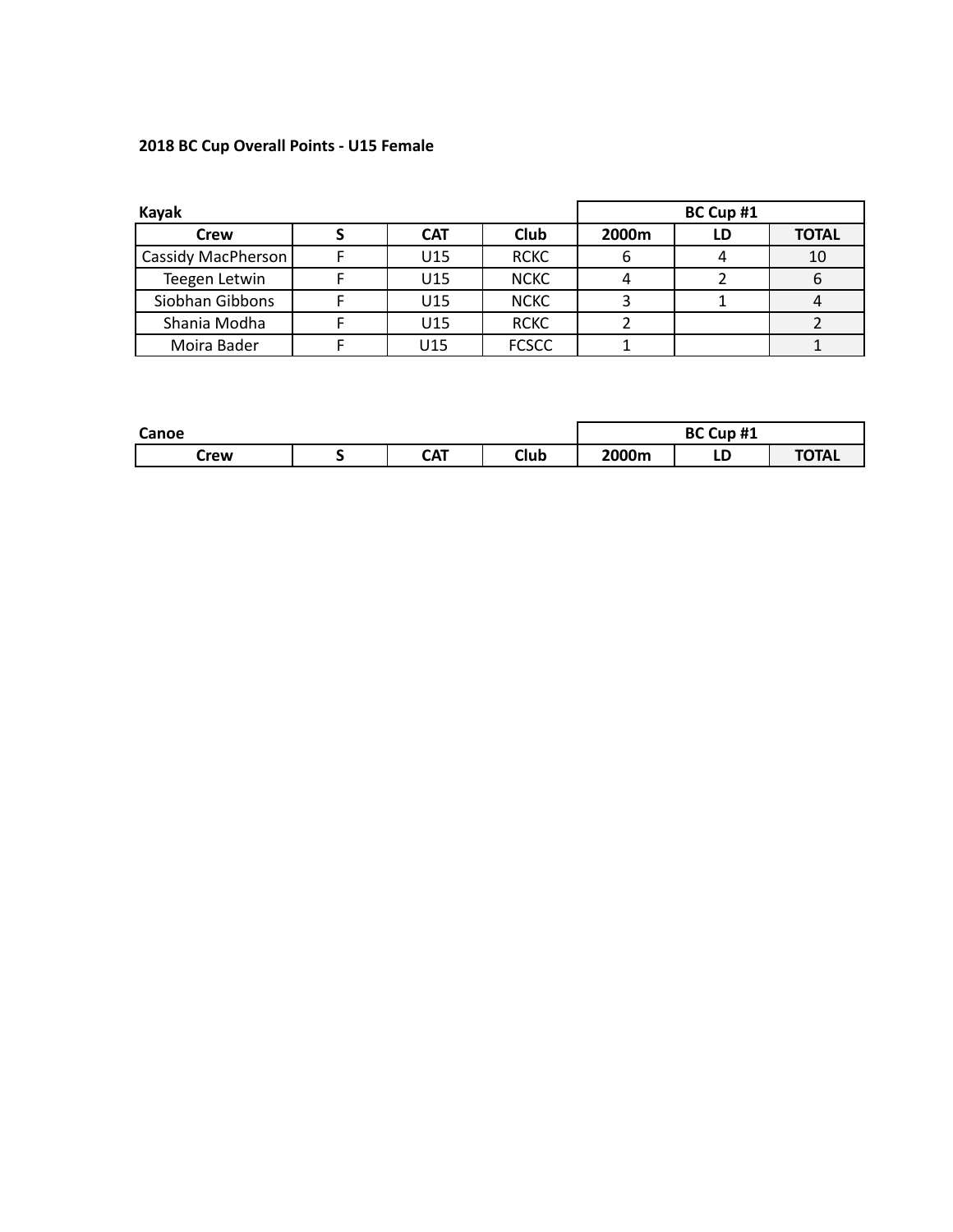### 2018 BC Cup Overall Points - U15 Female

| Kayak | | | | BC Cup #1 | | |
|---|---|---|---|---|---|---|
| **Crew** | **S** | **CAT** | **Club** | **2000m** | **LD** | **TOTAL** |
| Cassidy MacPherson | F | U15 | RCKC | 6 | 4 | 10 |
| Teegen Letwin | F | U15 | NCKC | 4 | 2 | 6 |
| Siobhan Gibbons | F | U15 | NCKC | 3 | 1 | 4 |
| Shania Modha | F | U15 | RCKC | 2 | | 2 |
| Moira Bader | F | U15 | FCSCC | 1 | | 1 |

| Canoe | | | | BC Cup #1 | | |
|---|---|---|---|---|---|---|
| **Crew** | **S** | **CAT** | **Club** | **2000m** | **LD** | **TOTAL** |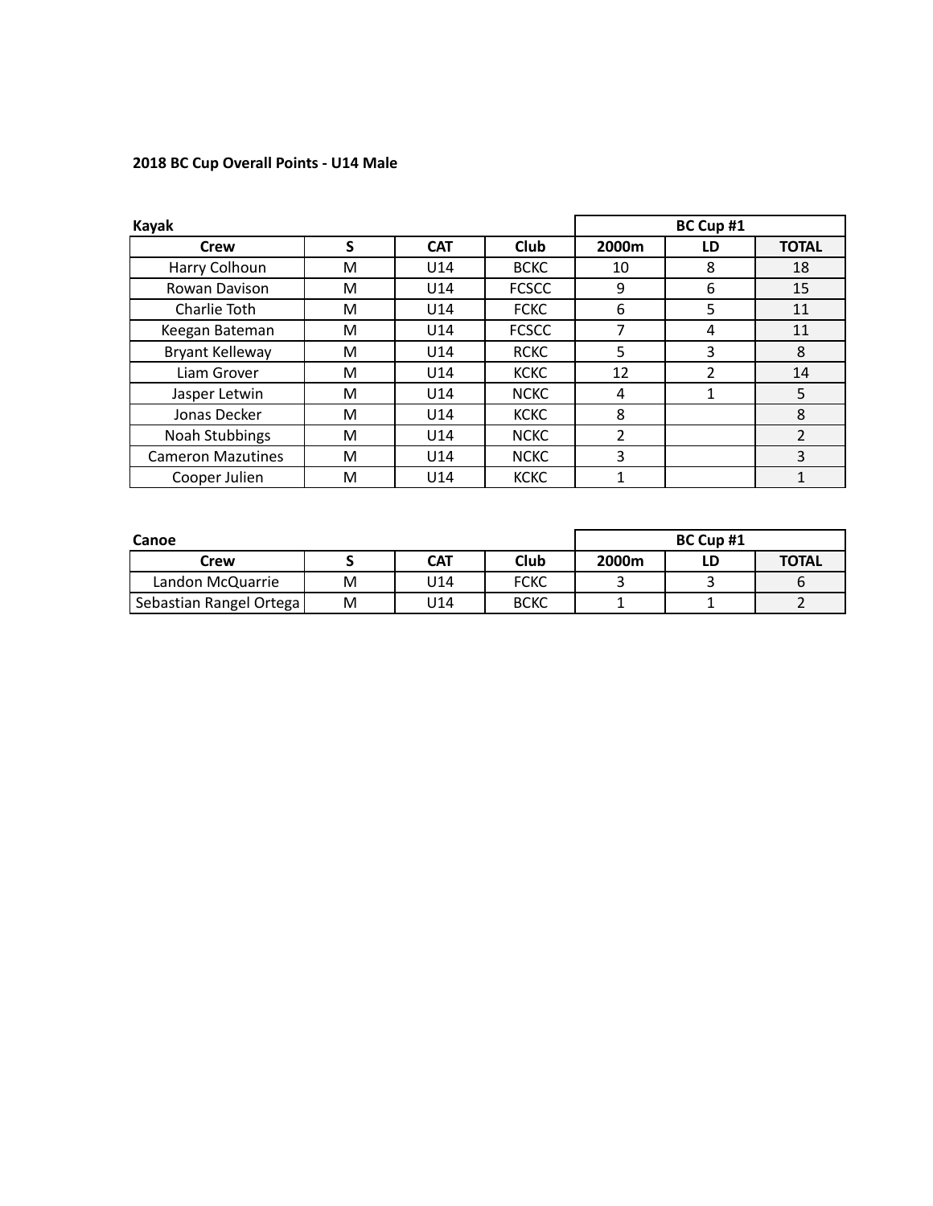**2018 BC Cup Overall Points - U14 Male**

**Kayak**

| | | | | BC Cup #1 | | |
|---|---|---|---|---|---|---|
| **Crew** | **S** | **CAT** | **Club** | **2000m** | **LD** | **TOTAL** |
| Harry Colhoun | M | U14 | BCKC | 10 | 8 | 18 |
| Rowan Davison | M | U14 | FCSCC | 9 | 6 | 15 |
| Charlie Toth | M | U14 | FCKC | 6 | 5 | 11 |
| Keegan Bateman | M | U14 | FCSCC | 7 | 4 | 11 |
| Bryant Kelleway | M | U14 | RCKC | 5 | 3 | 8 |
| Liam Grover | M | U14 | KCKC | 12 | 2 | 14 |
| Jasper Letwin | M | U14 | NCKC | 4 | 1 | 5 |
| Jonas Decker | M | U14 | KCKC | 8 | | 8 |
| Noah Stubbings | M | U14 | NCKC | 2 | | 2 |
| Cameron Mazutines | M | U14 | NCKC | 3 | | 3 |
| Cooper Julien | M | U14 | KCKC | 1 | | 1 |

**Canoe**

| | | | | BC Cup #1 | | |
|---|---|---|---|---|---|---|
| **Crew** | **S** | **CAT** | **Club** | **2000m** | **LD** | **TOTAL** |
| Landon McQuarrie | M | U14 | FCKC | 3 | 3 | 6 |
| Sebastian Rangel Ortega | M | U14 | BCKC | 1 | 1 | 2 |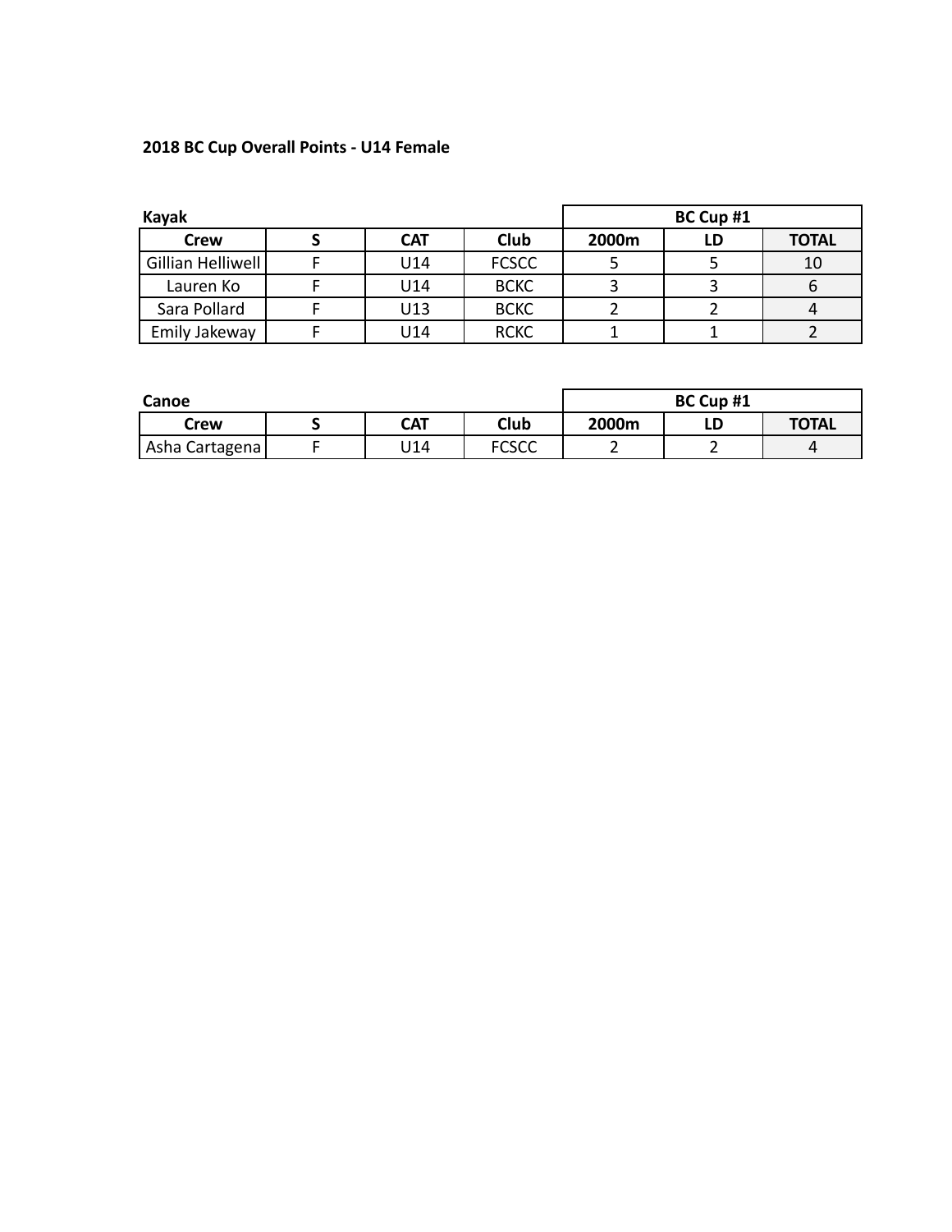**2018 BC Cup Overall Points - U14 Female**

**Kayak**

| | | | | BC Cup #1 | | |
|---|---|---|---|---|---|---|
| **Crew** | **S** | **CAT** | **Club** | **2000m** | **LD** | **TOTAL** |
| Gillian Helliwell | F | U14 | FCSCC | 5 | 5 | 10 |
| Lauren Ko | F | U14 | BCKC | 3 | 3 | 6 |
| Sara Pollard | F | U13 | BCKC | 2 | 2 | 4 |
| Emily Jakeway | F | U14 | RCKC | 1 | 1 | 2 |

**Canoe**

| | | | | BC Cup #1 | | |
|---|---|---|---|---|---|---|
| **Crew** | **S** | **CAT** | **Club** | **2000m** | **LD** | **TOTAL** |
| Asha Cartagena | F | U14 | FCSCC | 2 | 2 | 4 |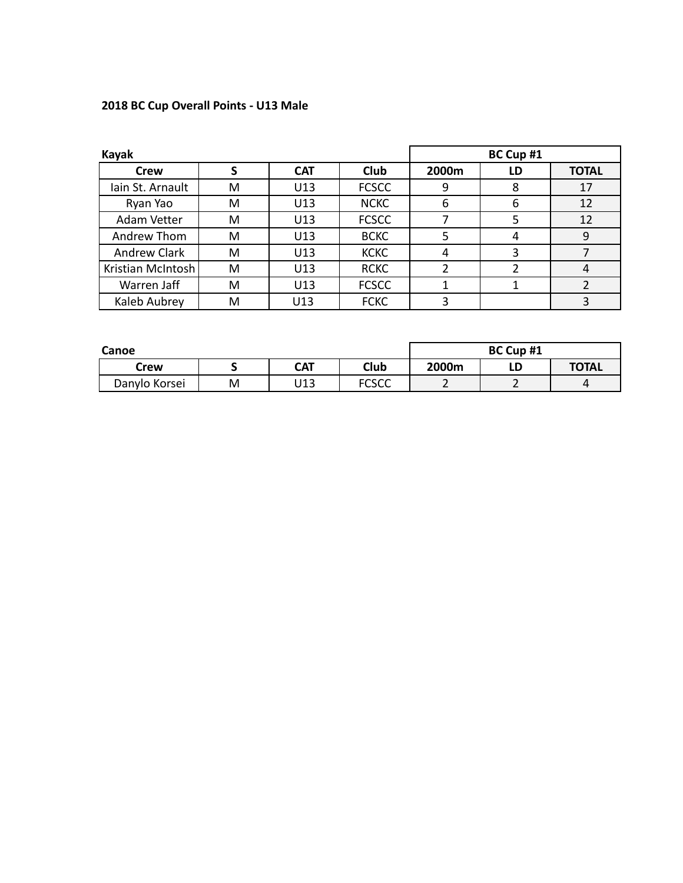**2018 BC Cup Overall Points - U13 Male**

**Kayak**

| | | | | BC Cup #1 | | |
|---|---|---|---|---|---|---|
| **Crew** | **S** | **CAT** | **Club** | **2000m** | **LD** | **TOTAL** |
| Iain St. Arnault | M | U13 | FCSCC | 9 | 8 | 17 |
| Ryan Yao | M | U13 | NCKC | 6 | 6 | 12 |
| Adam Vetter | M | U13 | FCSCC | 7 | 5 | 12 |
| Andrew Thom | M | U13 | BCKC | 5 | 4 | 9 |
| Andrew Clark | M | U13 | KCKC | 4 | 3 | 7 |
| Kristian McIntosh | M | U13 | RCKC | 2 | 2 | 4 |
| Warren Jaff | M | U13 | FCSCC | 1 | 1 | 2 |
| Kaleb Aubrey | M | U13 | FCKC | 3 | | 3 |

**Canoe**

| | | | | BC Cup #1 | | |
|---|---|---|---|---|---|---|
| **Crew** | **S** | **CAT** | **Club** | **2000m** | **LD** | **TOTAL** |
| Danylo Korsei | M | U13 | FCSCC | 2 | 2 | 4 |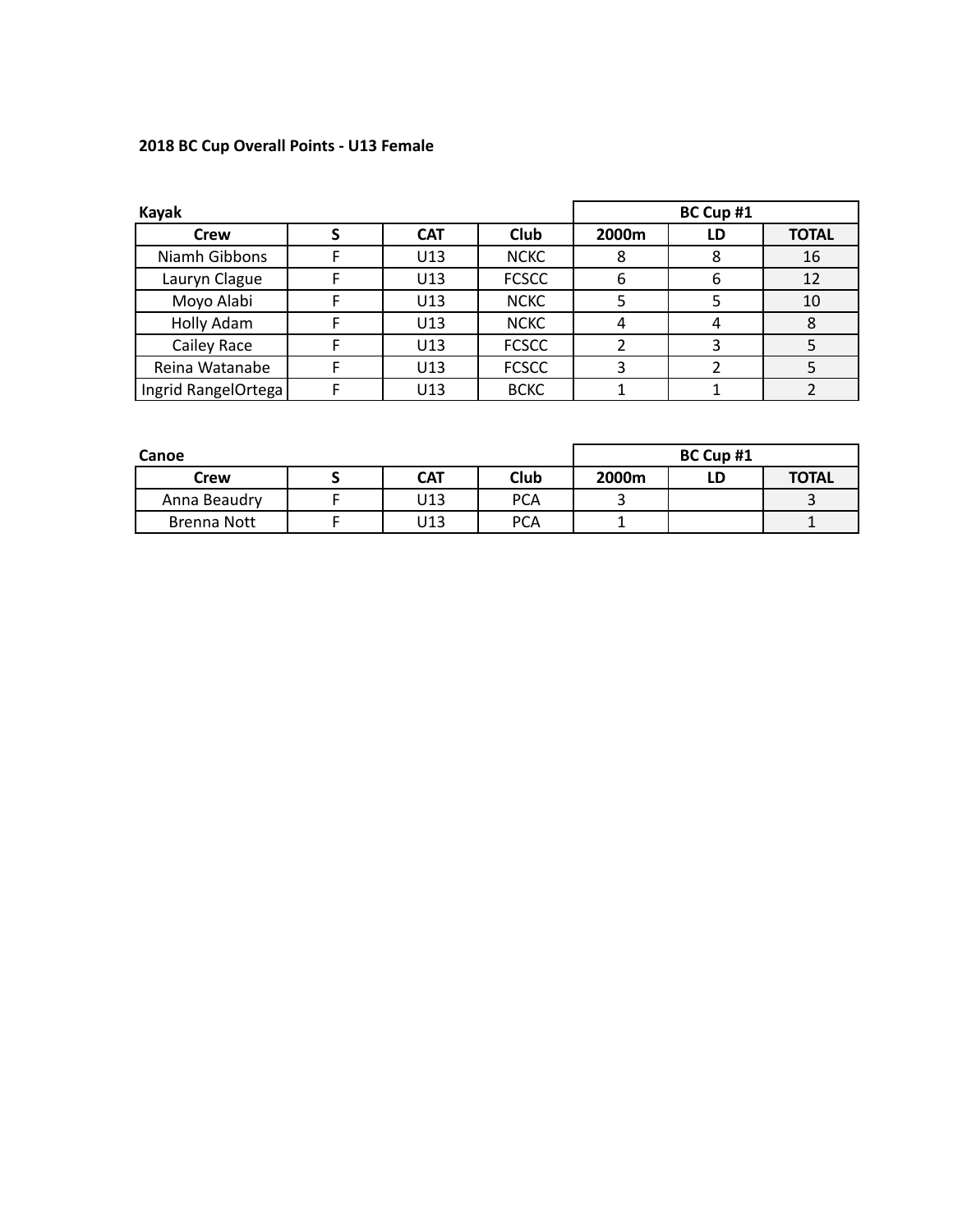**2018 BC Cup Overall Points - U13 Female**

**Kayak**

| | | | | BC Cup #1 | | |
|---|---|---|---|---|---|---|
| **Crew** | **S** | **CAT** | **Club** | **2000m** | **LD** | **TOTAL** |
| Niamh Gibbons | F | U13 | NCKC | 8 | 8 | 16 |
| Lauryn Clague | F | U13 | FCSCC | 6 | 6 | 12 |
| Moyo Alabi | F | U13 | NCKC | 5 | 5 | 10 |
| Holly Adam | F | U13 | NCKC | 4 | 4 | 8 |
| Cailey Race | F | U13 | FCSCC | 2 | 3 | 5 |
| Reina Watanabe | F | U13 | FCSCC | 3 | 2 | 5 |
| Ingrid RangelOrtega | F | U13 | BCKC | 1 | 1 | 2 |

**Canoe**

| | | | | BC Cup #1 | | |
|---|---|---|---|---|---|---|
| **Crew** | **S** | **CAT** | **Club** | **2000m** | **LD** | **TOTAL** |
| Anna Beaudry | F | U13 | PCA | 3 | | 3 |
| Brenna Nott | F | U13 | PCA | 1 | | 1 |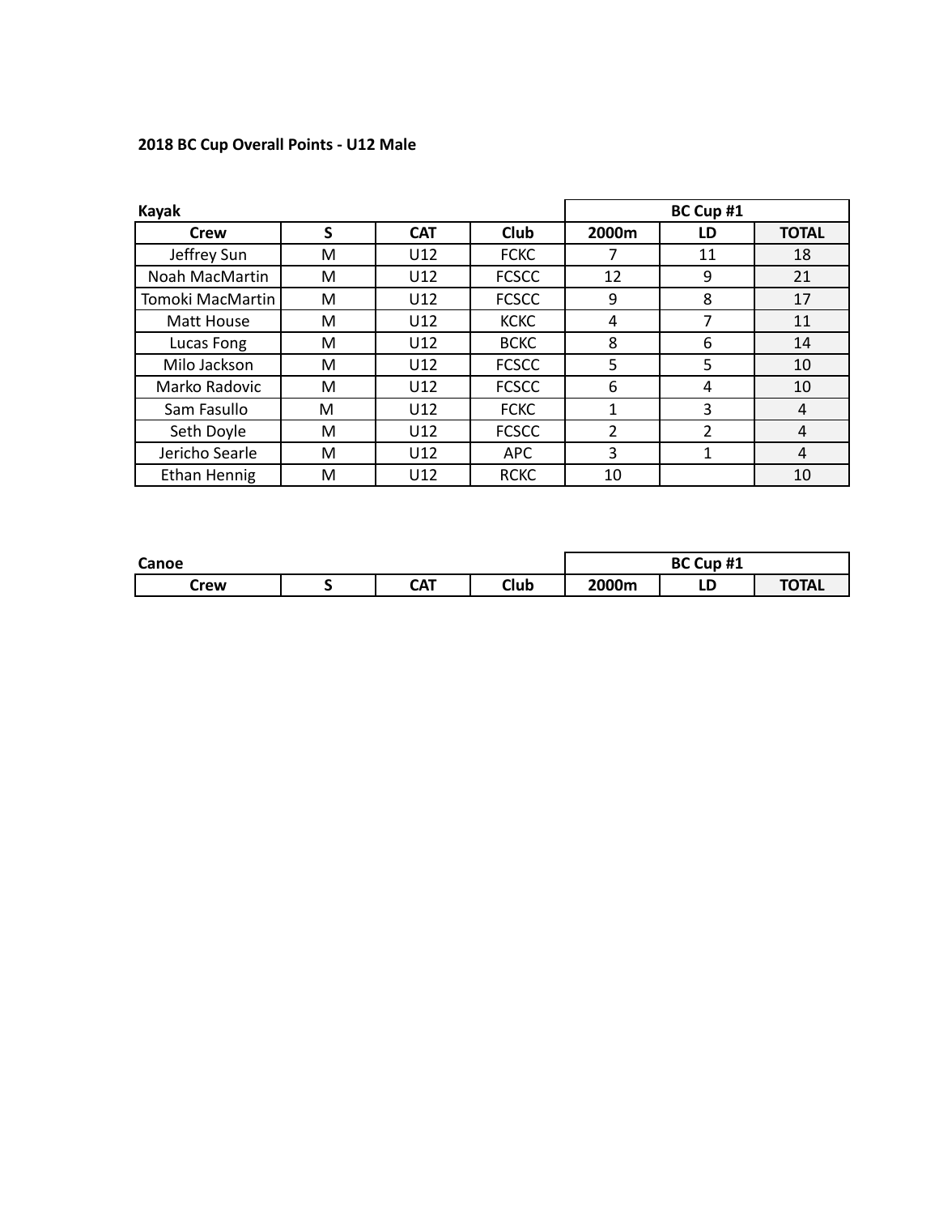### 2018 BC Cup Overall Points - U12 Male

**Kayak**

| Crew | S | CAT | Club | BC Cup #1 | | |
|---|---|---|---|---|---|---|
| | | | | 2000m | LD | TOTAL |
| Jeffrey Sun | M | U12 | FCKC | 7 | 11 | 18 |
| Noah MacMartin | M | U12 | FCSCC | 12 | 9 | 21 |
| Tomoki MacMartin | M | U12 | FCSCC | 9 | 8 | 17 |
| Matt House | M | U12 | KCKC | 4 | 7 | 11 |
| Lucas Fong | M | U12 | BCKC | 8 | 6 | 14 |
| Milo Jackson | M | U12 | FCSCC | 5 | 5 | 10 |
| Marko Radovic | M | U12 | FCSCC | 6 | 4 | 10 |
| Sam Fasullo | M | U12 | FCKC | 1 | 3 | 4 |
| Seth Doyle | M | U12 | FCSCC | 2 | 2 | 4 |
| Jericho Searle | M | U12 | APC | 3 | 1 | 4 |
| Ethan Hennig | M | U12 | RCKC | 10 | | 10 |

**Canoe**

| Crew | S | CAT | Club | BC Cup #1 | | |
|---|---|---|---|---|---|---|
| | | | | 2000m | LD | TOTAL |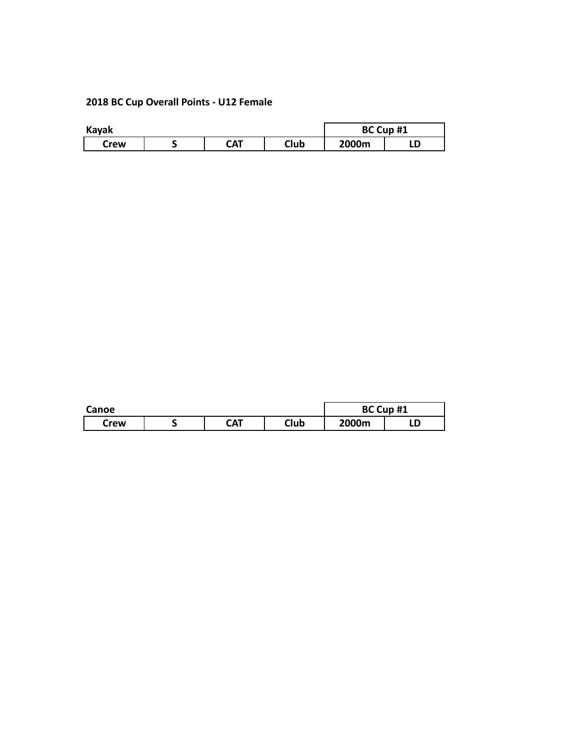**2018 BC Cup Overall Points - U12 Female**

**Kayak**

| | | | | BC Cup #1 | |
|---|---|---|---|---|---|
| **Crew** | **S** | **CAT** | **Club** | **2000m** | **LD** |

**Canoe**

| | | | | BC Cup #1 | |
|---|---|---|---|---|---|
| **Crew** | **S** | **CAT** | **Club** | **2000m** | **LD** |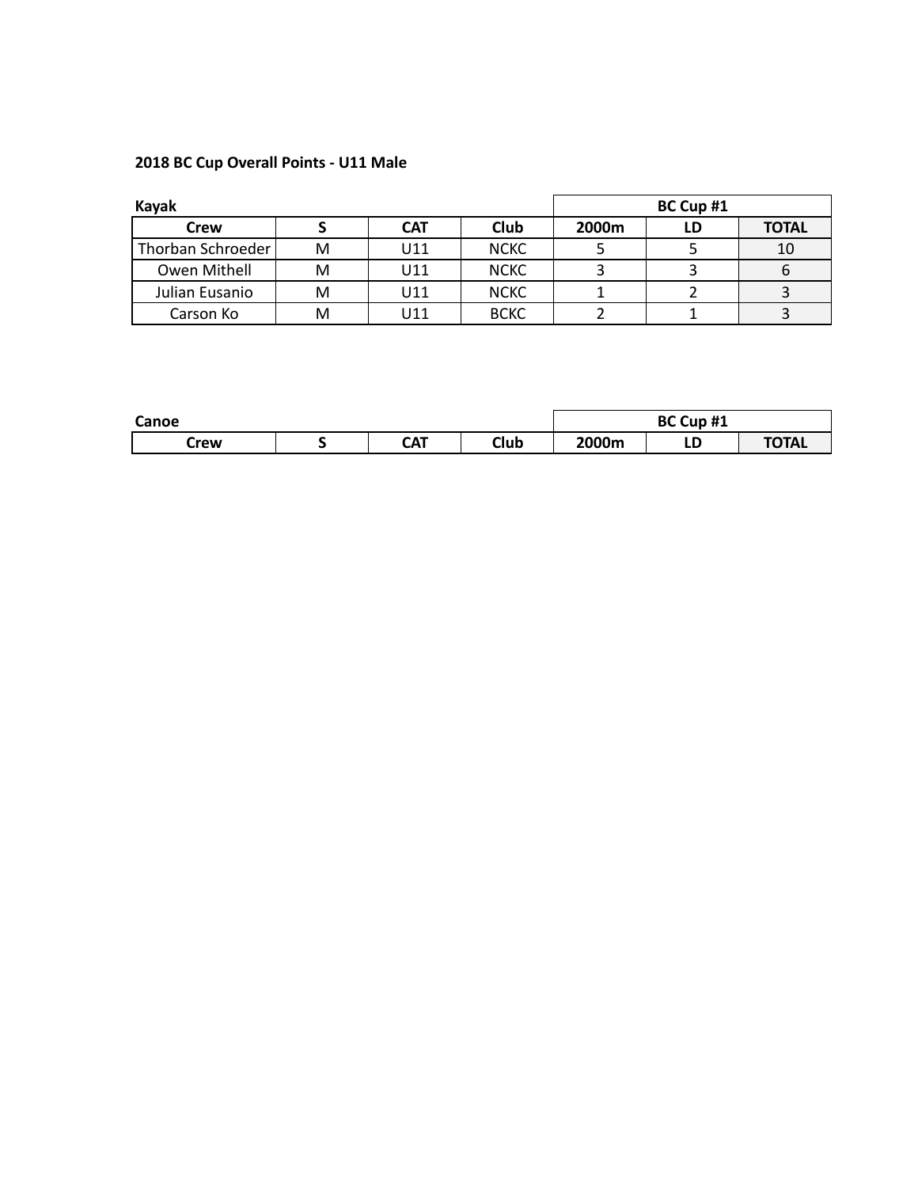**2018 BC Cup Overall Points - U11 Male**

**Kayak**

| Crew | S | CAT | Club | BC Cup #1 | | |
|---|---|---|---|---|---|---|
| | | | | 2000m | LD | TOTAL |
| Thorban Schroeder | M | U11 | NCKC | 5 | 5 | 10 |
| Owen Mithell | M | U11 | NCKC | 3 | 3 | 6 |
| Julian Eusanio | M | U11 | NCKC | 1 | 2 | 3 |
| Carson Ko | M | U11 | BCKC | 2 | 1 | 3 |

**Canoe**

| Crew | S | CAT | Club | BC Cup #1 | | |
|---|---|---|---|---|---|---|
| | | | | 2000m | LD | TOTAL |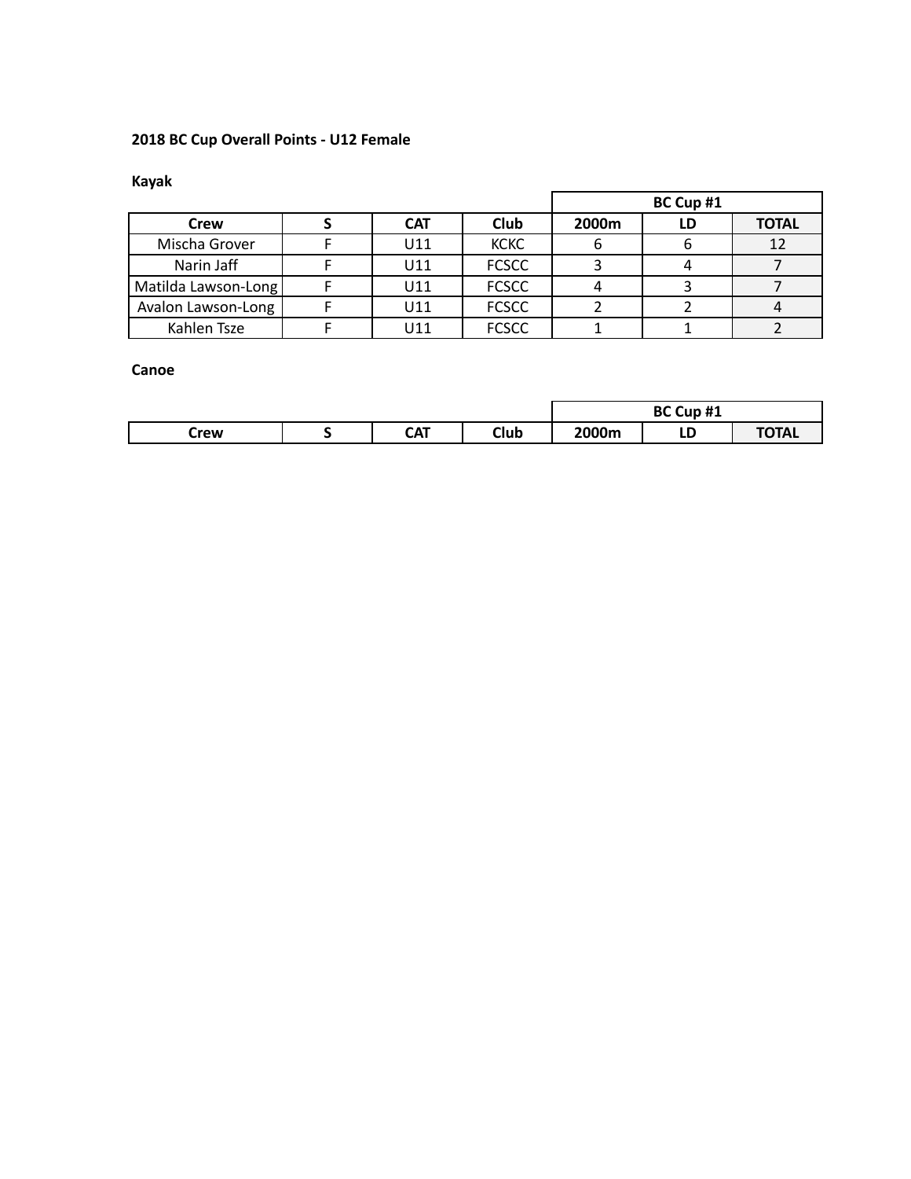**2018 BC Cup Overall Points - U12 Female**

**Kayak**

| | | | | BC Cup #1 | | |
|---|---|---|---|---|---|---|
| **Crew** | **S** | **CAT** | **Club** | **2000m** | **LD** | **TOTAL** |
| Mischa Grover | F | U11 | KCKC | 6 | 6 | 12 |
| Narin Jaff | F | U11 | FCSCC | 3 | 4 | 7 |
| Matilda Lawson-Long | F | U11 | FCSCC | 4 | 3 | 7 |
| Avalon Lawson-Long | F | U11 | FCSCC | 2 | 2 | 4 |
| Kahlen Tsze | F | U11 | FCSCC | 1 | 1 | 2 |

**Canoe**

| | | | | BC Cup #1 | | |
|---|---|---|---|---|---|---|
| **Crew** | **S** | **CAT** | **Club** | **2000m** | **LD** | **TOTAL** |